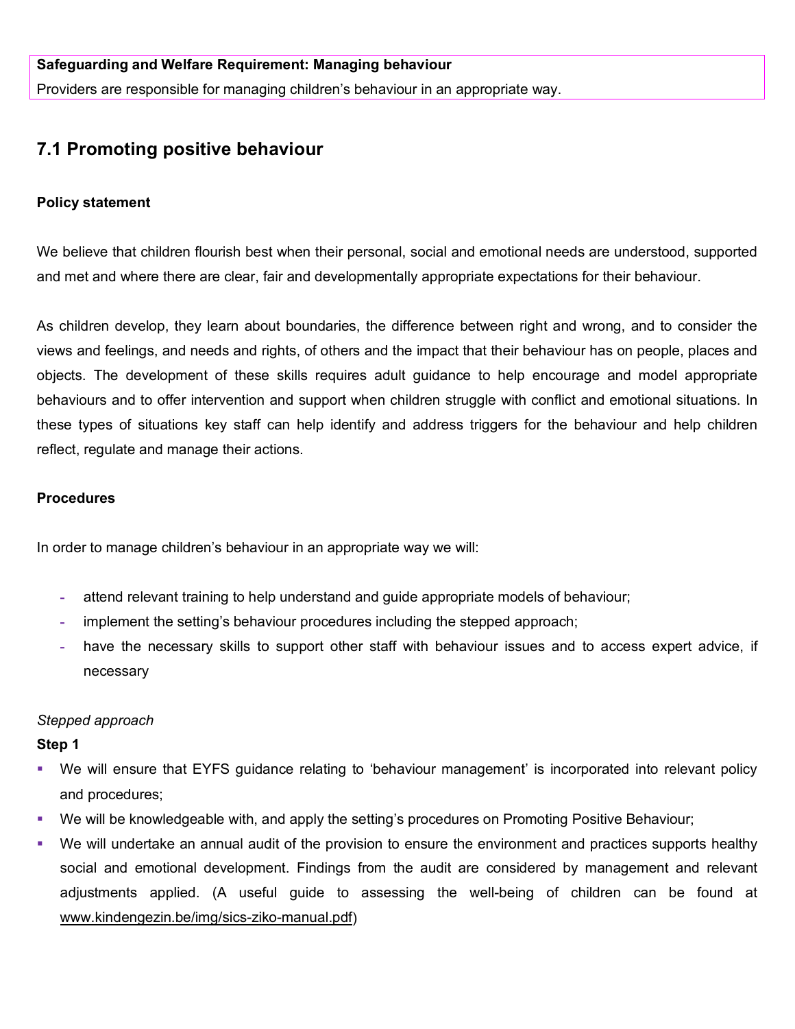**Safeguarding and Welfare Requirement: Managing behaviour**

Providers are responsible for managing children's behaviour in an appropriate way.

## 7.1 Promoting positive behaviour

**Policy statement**

We believe that children flourish best when their personal, social and emotional needs are understood, supported and met and where there are clear, fair and developmentally appropriate expectations for their behaviour.

As children develop, they learn about boundaries, the difference between right and wrong, and to consider the views and feelings, and needs and rights, of others and the impact that their behaviour has on people, places and objects. The development of these skills requires adult guidance to help encourage and model appropriate behaviours and to offer intervention and support when children struggle with conflict and emotional situations. In these types of situations key staff can help identify and address triggers for the behaviour and help children reflect, regulate and manage their actions.

**Procedures**

In order to manage children's behaviour in an appropriate way we will:

- attend relevant training to help understand and guide appropriate models of behaviour;
- implement the setting's behaviour procedures including the stepped approach;
- have the necessary skills to support other staff with behaviour issues and to access expert advice, if necessary

*Stepped approach*

**Step 1**

- We will ensure that EYFS guidance relating to 'behaviour management' is incorporated into relevant policy and procedures;
- We will be knowledgeable with, and apply the setting's procedures on Promoting Positive Behaviour;
- We will undertake an annual audit of the provision to ensure the environment and practices supports healthy social and emotional development. Findings from the audit are considered by management and relevant adjustments applied. (A useful guide to assessing the well-being of children can be found at www.kindengezin.be/img/sics-ziko-manual.pdf)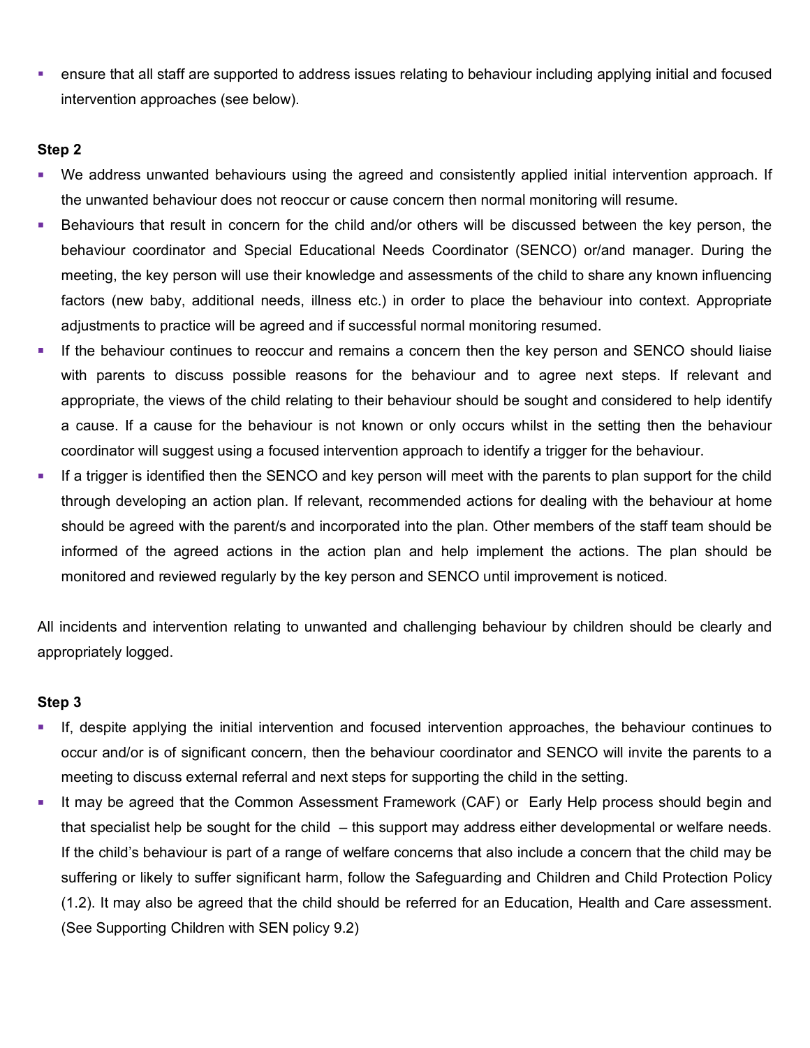- ensure that all staff are supported to address issues relating to behaviour including applying initial and focused intervention approaches (see below).

**Step 2**

- We address unwanted behaviours using the agreed and consistently applied initial intervention approach. If the unwanted behaviour does not reoccur or cause concern then normal monitoring will resume.
- Behaviours that result in concern for the child and/or others will be discussed between the key person, the behaviour coordinator and Special Educational Needs Coordinator (SENCO) or/and manager. During the meeting, the key person will use their knowledge and assessments of the child to share any known influencing factors (new baby, additional needs, illness etc.) in order to place the behaviour into context. Appropriate adjustments to practice will be agreed and if successful normal monitoring resumed.
- If the behaviour continues to reoccur and remains a concern then the key person and SENCO should liaise with parents to discuss possible reasons for the behaviour and to agree next steps. If relevant and appropriate, the views of the child relating to their behaviour should be sought and considered to help identify a cause. If a cause for the behaviour is not known or only occurs whilst in the setting then the behaviour coordinator will suggest using a focused intervention approach to identify a trigger for the behaviour.
- If a trigger is identified then the SENCO and key person will meet with the parents to plan support for the child through developing an action plan. If relevant, recommended actions for dealing with the behaviour at home should be agreed with the parent/s and incorporated into the plan. Other members of the staff team should be informed of the agreed actions in the action plan and help implement the actions. The plan should be monitored and reviewed regularly by the key person and SENCO until improvement is noticed.

All incidents and intervention relating to unwanted and challenging behaviour by children should be clearly and appropriately logged.

**Step 3**

- If, despite applying the initial intervention and focused intervention approaches, the behaviour continues to occur and/or is of significant concern, then the behaviour coordinator and SENCO will invite the parents to a meeting to discuss external referral and next steps for supporting the child in the setting.
- It may be agreed that the Common Assessment Framework (CAF) or Early Help process should begin and that specialist help be sought for the child – this support may address either developmental or welfare needs. If the child's behaviour is part of a range of welfare concerns that also include a concern that the child may be suffering or likely to suffer significant harm, follow the Safeguarding and Children and Child Protection Policy (1.2). It may also be agreed that the child should be referred for an Education, Health and Care assessment. (See Supporting Children with SEN policy 9.2)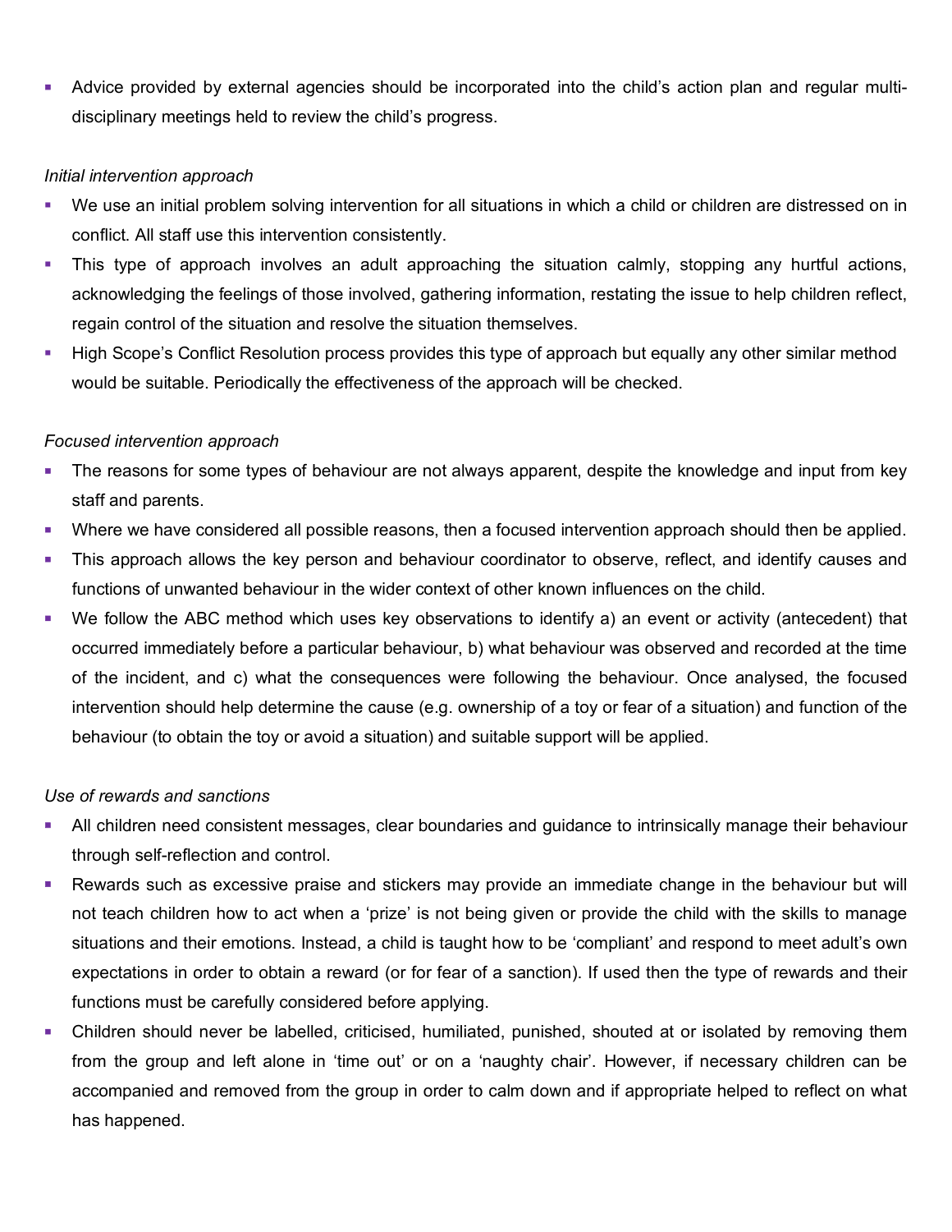- Advice provided by external agencies should be incorporated into the child's action plan and regular multi-disciplinary meetings held to review the child's progress.

*Initial intervention approach*

- We use an initial problem solving intervention for all situations in which a child or children are distressed on in conflict. All staff use this intervention consistently.
- This type of approach involves an adult approaching the situation calmly, stopping any hurtful actions, acknowledging the feelings of those involved, gathering information, restating the issue to help children reflect, regain control of the situation and resolve the situation themselves.
- High Scope's Conflict Resolution process provides this type of approach but equally any other similar method would be suitable. Periodically the effectiveness of the approach will be checked.

*Focused intervention approach*

- The reasons for some types of behaviour are not always apparent, despite the knowledge and input from key staff and parents.
- Where we have considered all possible reasons, then a focused intervention approach should then be applied.
- This approach allows the key person and behaviour coordinator to observe, reflect, and identify causes and functions of unwanted behaviour in the wider context of other known influences on the child.
- We follow the ABC method which uses key observations to identify a) an event or activity (antecedent) that occurred immediately before a particular behaviour, b) what behaviour was observed and recorded at the time of the incident, and c) what the consequences were following the behaviour. Once analysed, the focused intervention should help determine the cause (e.g. ownership of a toy or fear of a situation) and function of the behaviour (to obtain the toy or avoid a situation) and suitable support will be applied.

*Use of rewards and sanctions*

- All children need consistent messages, clear boundaries and guidance to intrinsically manage their behaviour through self-reflection and control.
- Rewards such as excessive praise and stickers may provide an immediate change in the behaviour but will not teach children how to act when a 'prize' is not being given or provide the child with the skills to manage situations and their emotions. Instead, a child is taught how to be 'compliant' and respond to meet adult's own expectations in order to obtain a reward (or for fear of a sanction). If used then the type of rewards and their functions must be carefully considered before applying.
- Children should never be labelled, criticised, humiliated, punished, shouted at or isolated by removing them from the group and left alone in 'time out' or on a 'naughty chair'. However, if necessary children can be accompanied and removed from the group in order to calm down and if appropriate helped to reflect on what has happened.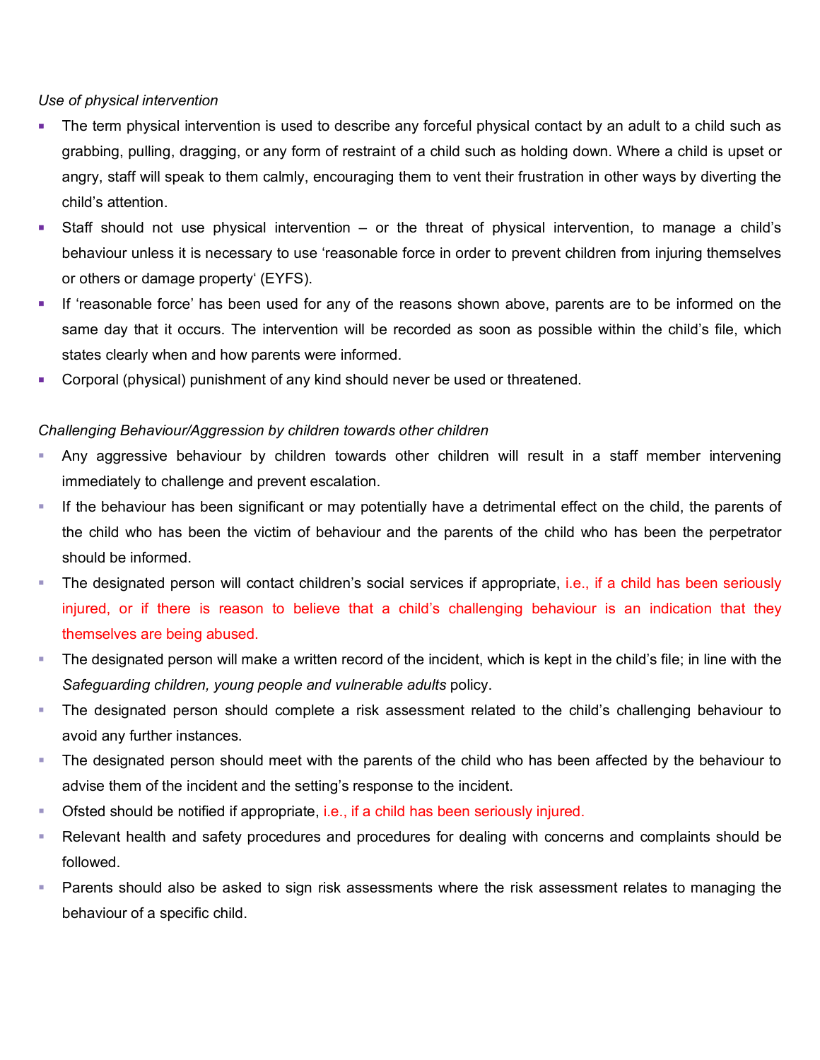*Use of physical intervention*

- The term physical intervention is used to describe any forceful physical contact by an adult to a child such as grabbing, pulling, dragging, or any form of restraint of a child such as holding down. Where a child is upset or angry, staff will speak to them calmly, encouraging them to vent their frustration in other ways by diverting the child's attention.
- Staff should not use physical intervention – or the threat of physical intervention, to manage a child's behaviour unless it is necessary to use 'reasonable force in order to prevent children from injuring themselves or others or damage property' (EYFS).
- If 'reasonable force' has been used for any of the reasons shown above, parents are to be informed on the same day that it occurs. The intervention will be recorded as soon as possible within the child's file, which states clearly when and how parents were informed.
- Corporal (physical) punishment of any kind should never be used or threatened.

*Challenging Behaviour/Aggression by children towards other children*

- Any aggressive behaviour by children towards other children will result in a staff member intervening immediately to challenge and prevent escalation.
- If the behaviour has been significant or may potentially have a detrimental effect on the child, the parents of the child who has been the victim of behaviour and the parents of the child who has been the perpetrator should be informed.
- The designated person will contact children's social services if appropriate, i.e., if a child has been seriously injured, or if there is reason to believe that a child's challenging behaviour is an indication that they themselves are being abused.
- The designated person will make a written record of the incident, which is kept in the child's file; in line with the *Safeguarding children, young people and vulnerable adults* policy.
- The designated person should complete a risk assessment related to the child's challenging behaviour to avoid any further instances.
- The designated person should meet with the parents of the child who has been affected by the behaviour to advise them of the incident and the setting's response to the incident.
- Ofsted should be notified if appropriate, i.e., if a child has been seriously injured.
- Relevant health and safety procedures and procedures for dealing with concerns and complaints should be followed.
- Parents should also be asked to sign risk assessments where the risk assessment relates to managing the behaviour of a specific child.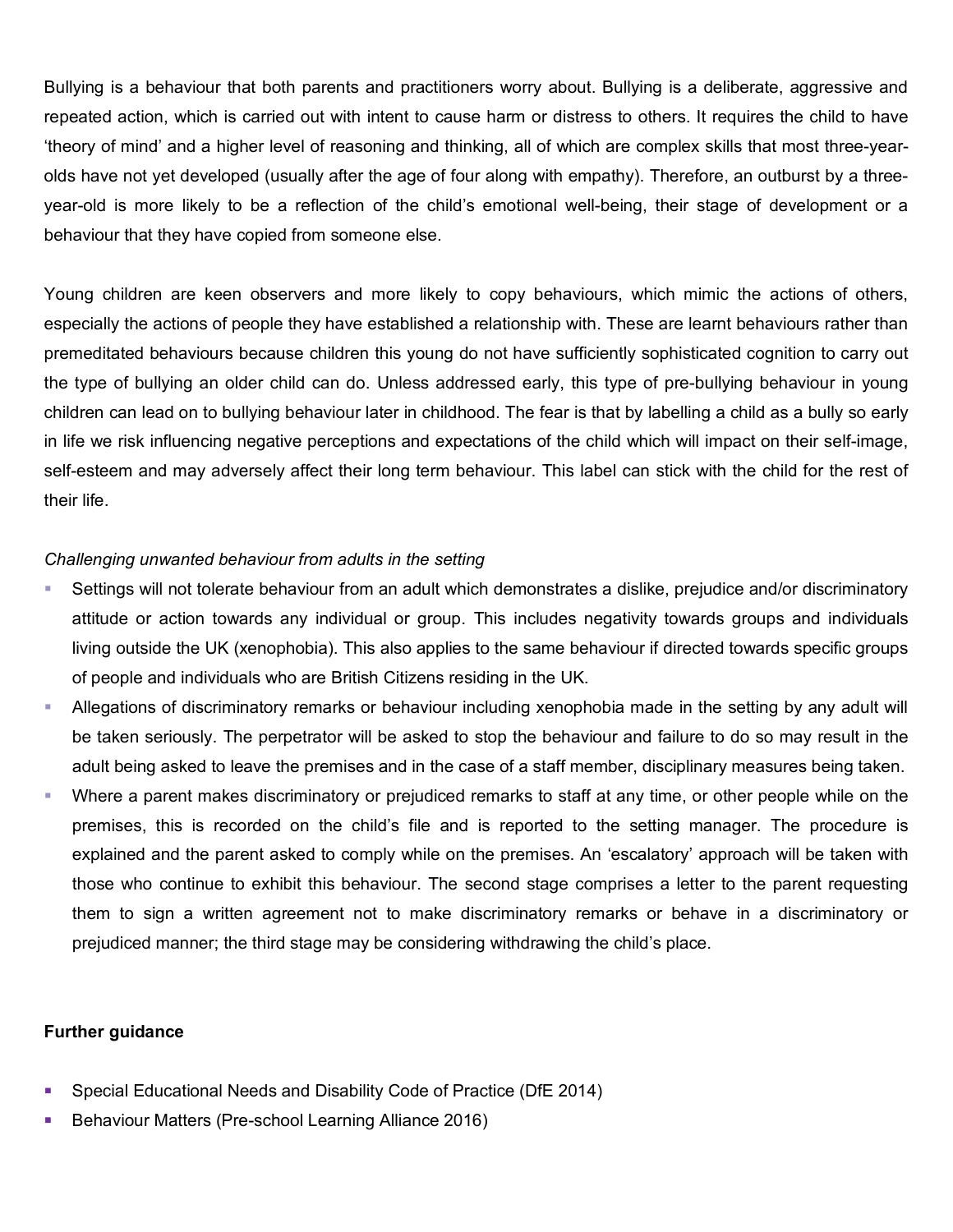Bullying is a behaviour that both parents and practitioners worry about. Bullying is a deliberate, aggressive and repeated action, which is carried out with intent to cause harm or distress to others. It requires the child to have 'theory of mind' and a higher level of reasoning and thinking, all of which are complex skills that most three-year-olds have not yet developed (usually after the age of four along with empathy). Therefore, an outburst by a three-year-old is more likely to be a reflection of the child's emotional well-being, their stage of development or a behaviour that they have copied from someone else.

Young children are keen observers and more likely to copy behaviours, which mimic the actions of others, especially the actions of people they have established a relationship with. These are learnt behaviours rather than premeditated behaviours because children this young do not have sufficiently sophisticated cognition to carry out the type of bullying an older child can do. Unless addressed early, this type of pre-bullying behaviour in young children can lead on to bullying behaviour later in childhood. The fear is that by labelling a child as a bully so early in life we risk influencing negative perceptions and expectations of the child which will impact on their self-image, self-esteem and may adversely affect their long term behaviour. This label can stick with the child for the rest of their life.

*Challenging unwanted behaviour from adults in the setting*

- Settings will not tolerate behaviour from an adult which demonstrates a dislike, prejudice and/or discriminatory attitude or action towards any individual or group. This includes negativity towards groups and individuals living outside the UK (xenophobia). This also applies to the same behaviour if directed towards specific groups of people and individuals who are British Citizens residing in the UK.
- Allegations of discriminatory remarks or behaviour including xenophobia made in the setting by any adult will be taken seriously. The perpetrator will be asked to stop the behaviour and failure to do so may result in the adult being asked to leave the premises and in the case of a staff member, disciplinary measures being taken.
- Where a parent makes discriminatory or prejudiced remarks to staff at any time, or other people while on the premises, this is recorded on the child's file and is reported to the setting manager. The procedure is explained and the parent asked to comply while on the premises. An 'escalatory' approach will be taken with those who continue to exhibit this behaviour. The second stage comprises a letter to the parent requesting them to sign a written agreement not to make discriminatory remarks or behave in a discriminatory or prejudiced manner; the third stage may be considering withdrawing the child's place.

**Further guidance**

- Special Educational Needs and Disability Code of Practice (DfE 2014)
- Behaviour Matters (Pre-school Learning Alliance 2016)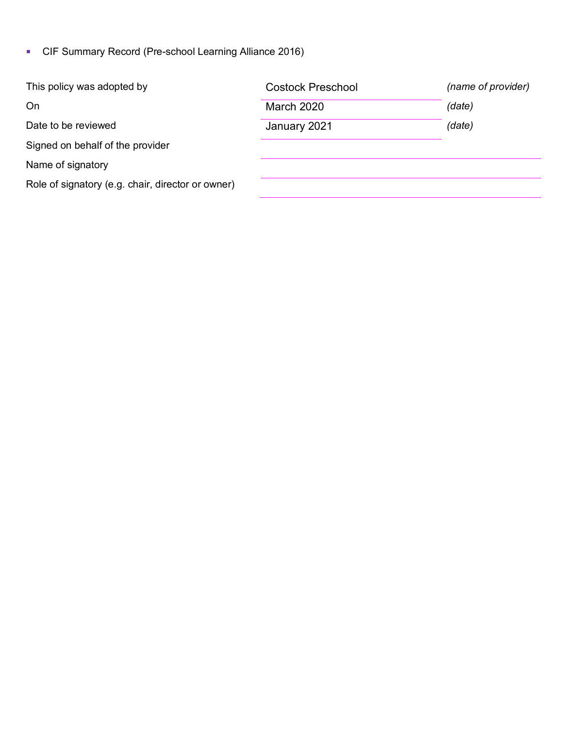- CIF Summary Record (Pre-school Learning Alliance 2016)

| | | |
|---|---|---|
| This policy was adopted by | Costock Preschool | *(name of provider)* |
| On | March 2020 | *(date)* |
| Date to be reviewed | January 2021 | *(date)* |
| Signed on behalf of the provider | | |
| Name of signatory | | |
| Role of signatory (e.g. chair, director or owner) | | |